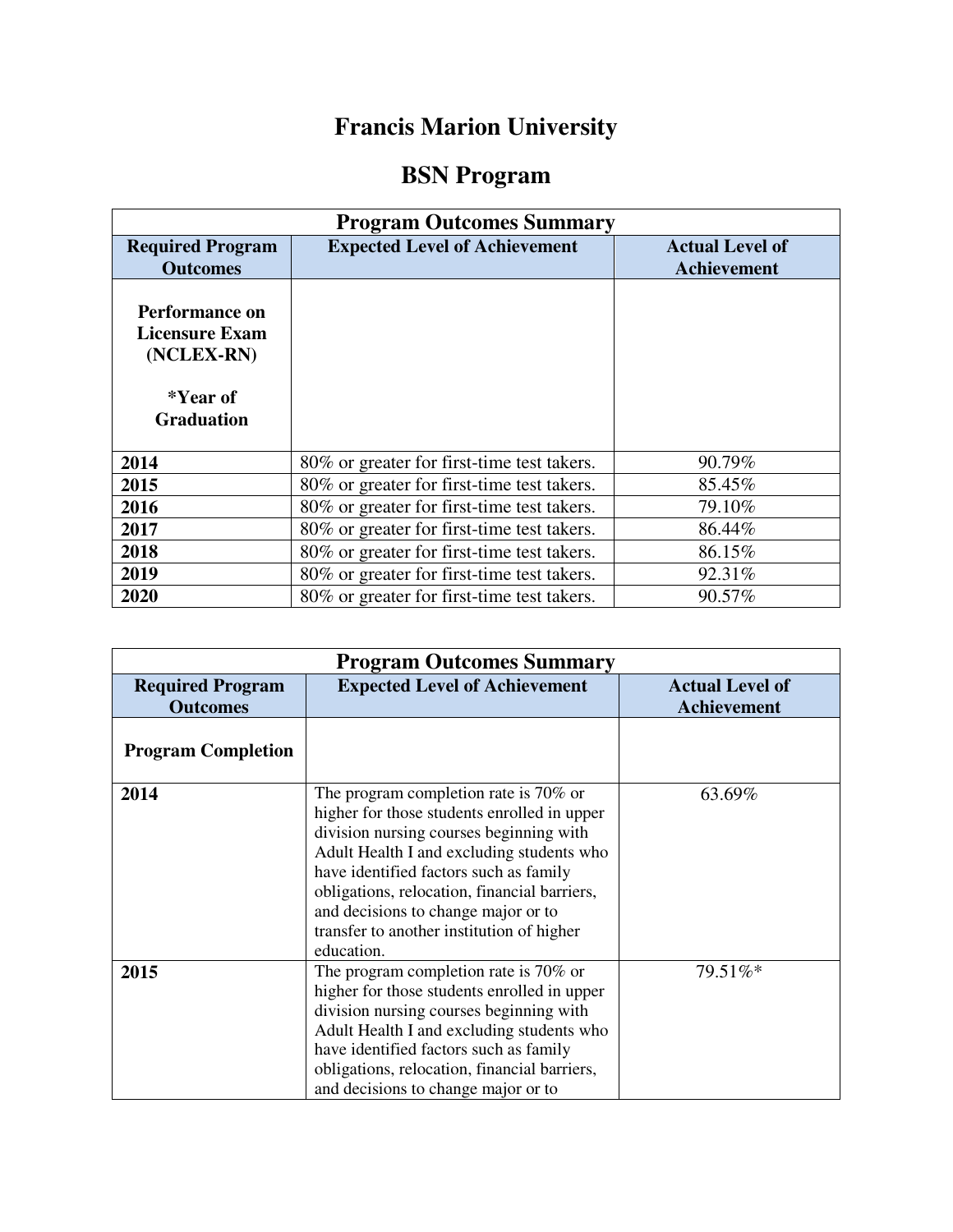# Francis Marion University

## BSN Program

| Program Outcomes Summary | | |
|---|---|---|
| **Required Program Outcomes** | **Expected Level of Achievement** | **Actual Level of Achievement** |
| **Performance on Licensure Exam (NCLEX-RN)**<br><br>**\*Year of Graduation** | | |
| **2014** | 80% or greater for first-time test takers. | 90.79% |
| **2015** | 80% or greater for first-time test takers. | 85.45% |
| **2016** | 80% or greater for first-time test takers. | 79.10% |
| **2017** | 80% or greater for first-time test takers. | 86.44% |
| **2018** | 80% or greater for first-time test takers. | 86.15% |
| **2019** | 80% or greater for first-time test takers. | 92.31% |
| **2020** | 80% or greater for first-time test takers. | 90.57% |

| Program Outcomes Summary | | |
|---|---|---|
| **Required Program Outcomes** | **Expected Level of Achievement** | **Actual Level of Achievement** |
| **Program Completion** | | |
| **2014** | The program completion rate is 70% or higher for those students enrolled in upper division nursing courses beginning with Adult Health I and excluding students who have identified factors such as family obligations, relocation, financial barriers, and decisions to change major or to transfer to another institution of higher education. | 63.69% |
| **2015** | The program completion rate is 70% or higher for those students enrolled in upper division nursing courses beginning with Adult Health I and excluding students who have identified factors such as family obligations, relocation, financial barriers, and decisions to change major or to | 79.51%* |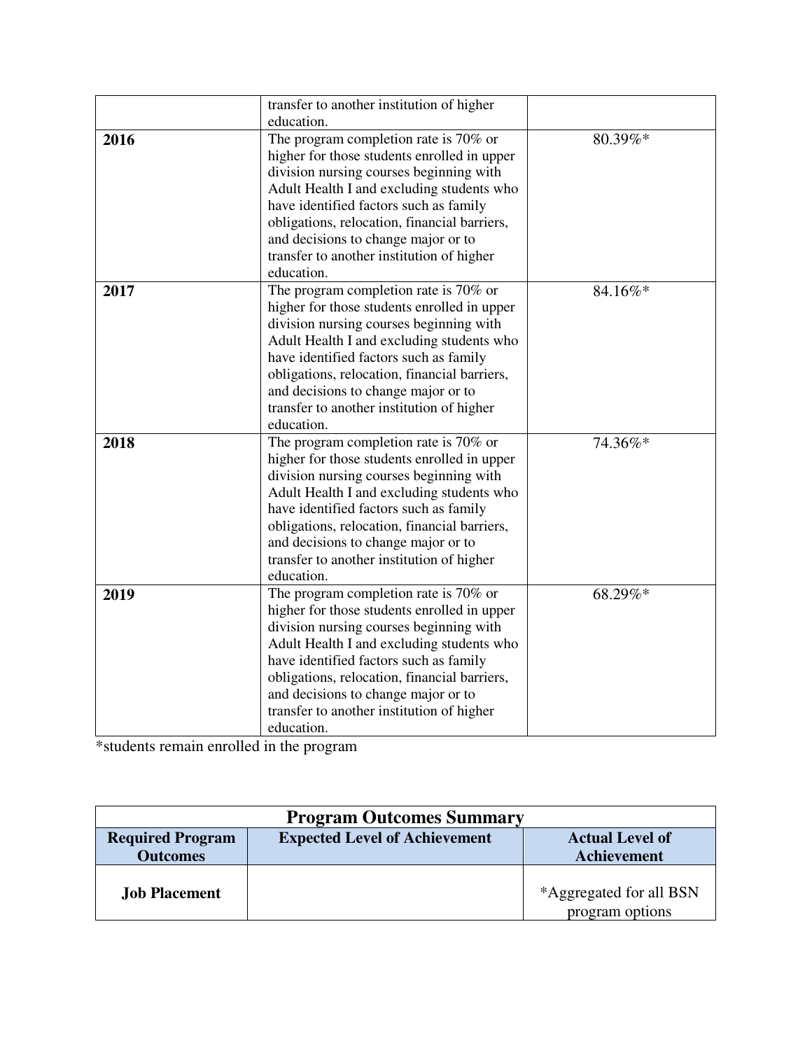|  |  |  |
|---|---|---|
|  | transfer to another institution of higher education. |  |
| **2016** | The program completion rate is 70% or higher for those students enrolled in upper division nursing courses beginning with Adult Health I and excluding students who have identified factors such as family obligations, relocation, financial barriers, and decisions to change major or to transfer to another institution of higher education. | 80.39%* |
| **2017** | The program completion rate is 70% or higher for those students enrolled in upper division nursing courses beginning with Adult Health I and excluding students who have identified factors such as family obligations, relocation, financial barriers, and decisions to change major or to transfer to another institution of higher education. | 84.16%* |
| **2018** | The program completion rate is 70% or higher for those students enrolled in upper division nursing courses beginning with Adult Health I and excluding students who have identified factors such as family obligations, relocation, financial barriers, and decisions to change major or to transfer to another institution of higher education. | 74.36%* |
| **2019** | The program completion rate is 70% or higher for those students enrolled in upper division nursing courses beginning with Adult Health I and excluding students who have identified factors such as family obligations, relocation, financial barriers, and decisions to change major or to transfer to another institution of higher education. | 68.29%* |

*students remain enrolled in the program

| **Program Outcomes Summary** | | |
|---|---|---|
| **Required Program Outcomes** | **Expected Level of Achievement** | **Actual Level of Achievement** |
| **Job Placement** |  | *Aggregated for all BSN program options |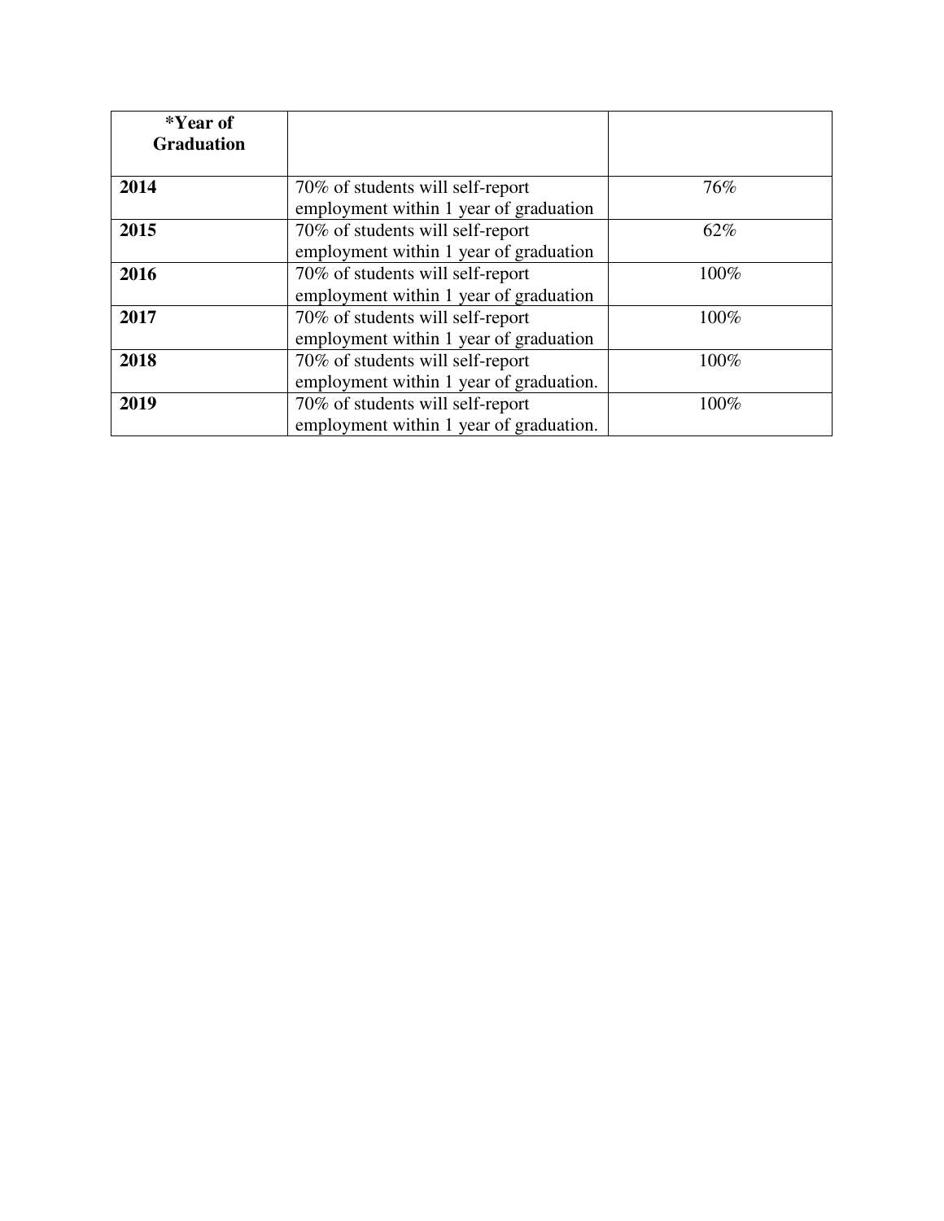| *Year of Graduation | | |
|---|---|---|
| **2014** | 70% of students will self-report employment within 1 year of graduation | 76% |
| **2015** | 70% of students will self-report employment within 1 year of graduation | 62% |
| **2016** | 70% of students will self-report employment within 1 year of graduation | 100% |
| **2017** | 70% of students will self-report employment within 1 year of graduation | 100% |
| **2018** | 70% of students will self-report employment within 1 year of graduation. | 100% |
| **2019** | 70% of students will self-report employment within 1 year of graduation. | 100% |